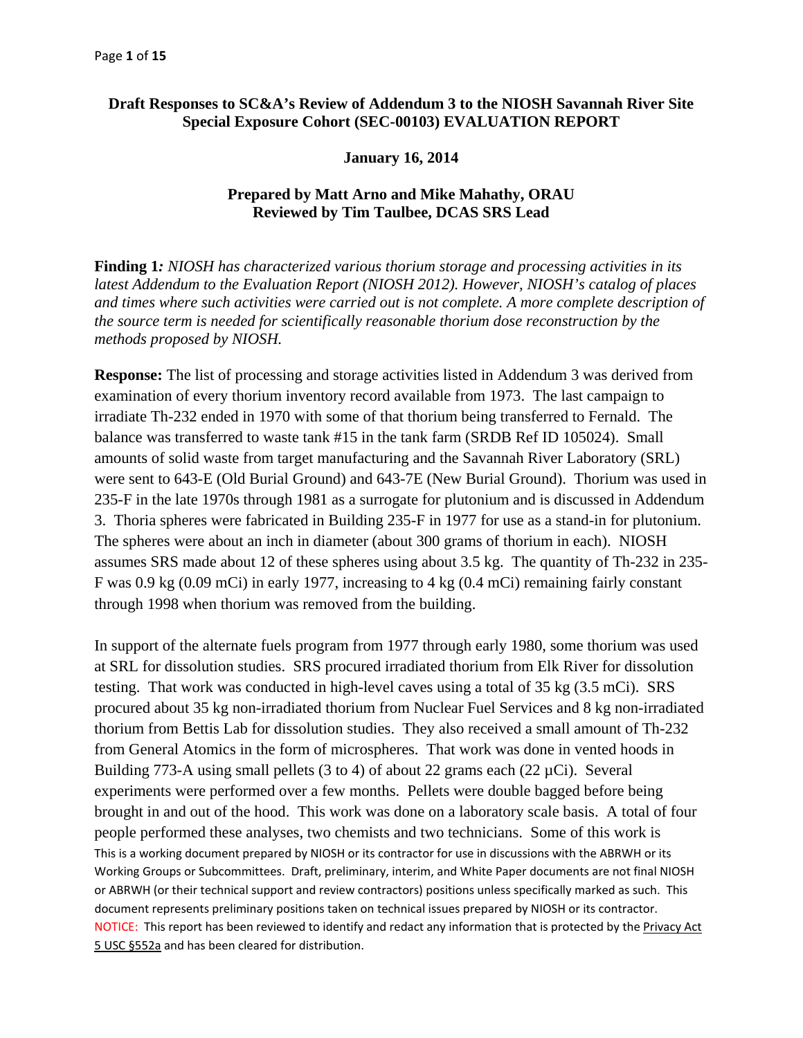**Draft Responses to SC&A's Review of Addendum 3 to the NIOSH Savannah River Site Special Exposure Cohort (SEC-00103) EVALUATION REPORT**

**January 16, 2014**

**Prepared by Matt Arno and Mike Mahathy, ORAU**
**Reviewed by Tim Taulbee, DCAS SRS Lead**

**Finding 1***: NIOSH has characterized various thorium storage and processing activities in its latest Addendum to the Evaluation Report (NIOSH 2012). However, NIOSH's catalog of places and times where such activities were carried out is not complete. A more complete description of the source term is needed for scientifically reasonable thorium dose reconstruction by the methods proposed by NIOSH.*

**Response:** The list of processing and storage activities listed in Addendum 3 was derived from examination of every thorium inventory record available from 1973. The last campaign to irradiate Th-232 ended in 1970 with some of that thorium being transferred to Fernald. The balance was transferred to waste tank #15 in the tank farm (SRDB Ref ID 105024). Small amounts of solid waste from target manufacturing and the Savannah River Laboratory (SRL) were sent to 643-E (Old Burial Ground) and 643-7E (New Burial Ground). Thorium was used in 235-F in the late 1970s through 1981 as a surrogate for plutonium and is discussed in Addendum 3. Thoria spheres were fabricated in Building 235-F in 1977 for use as a stand-in for plutonium. The spheres were about an inch in diameter (about 300 grams of thorium in each). NIOSH assumes SRS made about 12 of these spheres using about 3.5 kg. The quantity of Th-232 in 235-F was 0.9 kg (0.09 mCi) in early 1977, increasing to 4 kg (0.4 mCi) remaining fairly constant through 1998 when thorium was removed from the building.

In support of the alternate fuels program from 1977 through early 1980, some thorium was used at SRL for dissolution studies. SRS procured irradiated thorium from Elk River for dissolution testing. That work was conducted in high-level caves using a total of 35 kg (3.5 mCi). SRS procured about 35 kg non-irradiated thorium from Nuclear Fuel Services and 8 kg non-irradiated thorium from Bettis Lab for dissolution studies. They also received a small amount of Th-232 from General Atomics in the form of microspheres. That work was done in vented hoods in Building 773-A using small pellets (3 to 4) of about 22 grams each (22 µCi). Several experiments were performed over a few months. Pellets were double bagged before being brought in and out of the hood. This work was done on a laboratory scale basis. A total of four people performed these analyses, two chemists and two technicians. Some of this work is

This is a working document prepared by NIOSH or its contractor for use in discussions with the ABRWH or its Working Groups or Subcommittees. Draft, preliminary, interim, and White Paper documents are not final NIOSH or ABRWH (or their technical support and review contractors) positions unless specifically marked as such. This document represents preliminary positions taken on technical issues prepared by NIOSH or its contractor.
NOTICE: This report has been reviewed to identify and redact any information that is protected by the Privacy Act 5 USC §552a and has been cleared for distribution.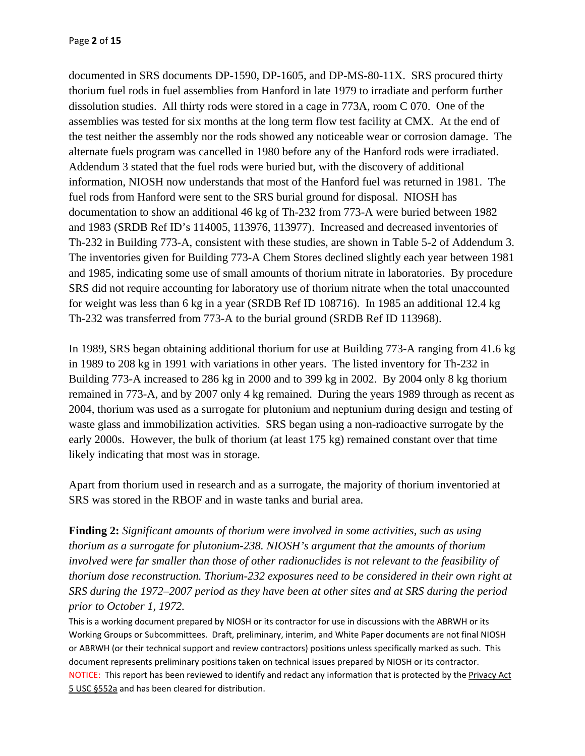documented in SRS documents DP-1590, DP-1605, and DP-MS-80-11X. SRS procured thirty thorium fuel rods in fuel assemblies from Hanford in late 1979 to irradiate and perform further dissolution studies. All thirty rods were stored in a cage in 773A, room C 070. One of the assemblies was tested for six months at the long term flow test facility at CMX. At the end of the test neither the assembly nor the rods showed any noticeable wear or corrosion damage. The alternate fuels program was cancelled in 1980 before any of the Hanford rods were irradiated. Addendum 3 stated that the fuel rods were buried but, with the discovery of additional information, NIOSH now understands that most of the Hanford fuel was returned in 1981. The fuel rods from Hanford were sent to the SRS burial ground for disposal. NIOSH has documentation to show an additional 46 kg of Th-232 from 773-A were buried between 1982 and 1983 (SRDB Ref ID's 114005, 113976, 113977). Increased and decreased inventories of Th-232 in Building 773-A, consistent with these studies, are shown in Table 5-2 of Addendum 3. The inventories given for Building 773-A Chem Stores declined slightly each year between 1981 and 1985, indicating some use of small amounts of thorium nitrate in laboratories. By procedure SRS did not require accounting for laboratory use of thorium nitrate when the total unaccounted for weight was less than 6 kg in a year (SRDB Ref ID 108716). In 1985 an additional 12.4 kg Th-232 was transferred from 773-A to the burial ground (SRDB Ref ID 113968).

In 1989, SRS began obtaining additional thorium for use at Building 773-A ranging from 41.6 kg in 1989 to 208 kg in 1991 with variations in other years. The listed inventory for Th-232 in Building 773-A increased to 286 kg in 2000 and to 399 kg in 2002. By 2004 only 8 kg thorium remained in 773-A, and by 2007 only 4 kg remained. During the years 1989 through as recent as 2004, thorium was used as a surrogate for plutonium and neptunium during design and testing of waste glass and immobilization activities. SRS began using a non-radioactive surrogate by the early 2000s. However, the bulk of thorium (at least 175 kg) remained constant over that time likely indicating that most was in storage.

Apart from thorium used in research and as a surrogate, the majority of thorium inventoried at SRS was stored in the RBOF and in waste tanks and burial area.

**Finding 2:** *Significant amounts of thorium were involved in some activities, such as using thorium as a surrogate for plutonium-238. NIOSH's argument that the amounts of thorium involved were far smaller than those of other radionuclides is not relevant to the feasibility of thorium dose reconstruction. Thorium-232 exposures need to be considered in their own right at SRS during the 1972–2007 period as they have been at other sites and at SRS during the period prior to October 1, 1972.*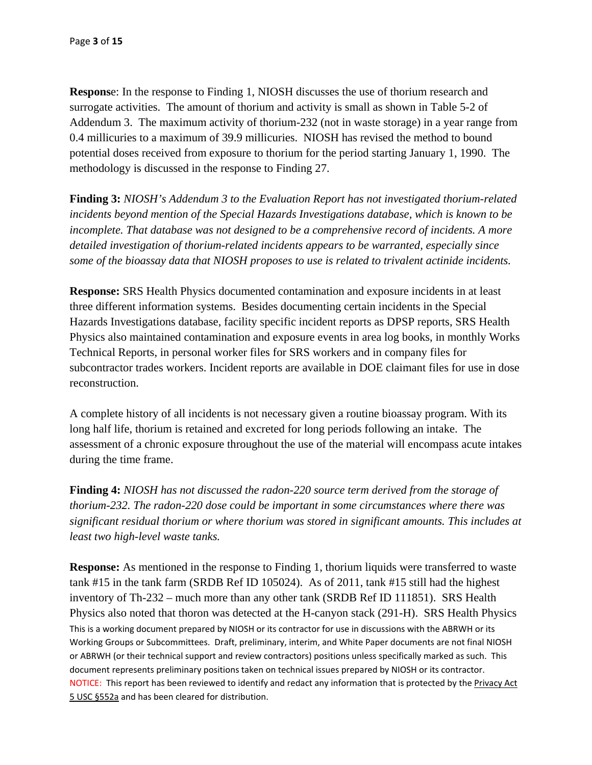**Response**: In the response to Finding 1, NIOSH discusses the use of thorium research and surrogate activities. The amount of thorium and activity is small as shown in Table 5-2 of Addendum 3. The maximum activity of thorium-232 (not in waste storage) in a year range from 0.4 millicuries to a maximum of 39.9 millicuries. NIOSH has revised the method to bound potential doses received from exposure to thorium for the period starting January 1, 1990. The methodology is discussed in the response to Finding 27.

**Finding 3:** *NIOSH's Addendum 3 to the Evaluation Report has not investigated thorium-related incidents beyond mention of the Special Hazards Investigations database, which is known to be incomplete. That database was not designed to be a comprehensive record of incidents. A more detailed investigation of thorium-related incidents appears to be warranted, especially since some of the bioassay data that NIOSH proposes to use is related to trivalent actinide incidents.*

**Response:** SRS Health Physics documented contamination and exposure incidents in at least three different information systems. Besides documenting certain incidents in the Special Hazards Investigations database, facility specific incident reports as DPSP reports, SRS Health Physics also maintained contamination and exposure events in area log books, in monthly Works Technical Reports, in personal worker files for SRS workers and in company files for subcontractor trades workers. Incident reports are available in DOE claimant files for use in dose reconstruction.

A complete history of all incidents is not necessary given a routine bioassay program. With its long half life, thorium is retained and excreted for long periods following an intake. The assessment of a chronic exposure throughout the use of the material will encompass acute intakes during the time frame.

**Finding 4:** *NIOSH has not discussed the radon-220 source term derived from the storage of thorium-232. The radon-220 dose could be important in some circumstances where there was significant residual thorium or where thorium was stored in significant amounts. This includes at least two high-level waste tanks.*

**Response:** As mentioned in the response to Finding 1, thorium liquids were transferred to waste tank #15 in the tank farm (SRDB Ref ID 105024). As of 2011, tank #15 still had the highest inventory of Th-232 – much more than any other tank (SRDB Ref ID 111851). SRS Health Physics also noted that thoron was detected at the H-canyon stack (291-H). SRS Health Physics

This is a working document prepared by NIOSH or its contractor for use in discussions with the ABRWH or its Working Groups or Subcommittees. Draft, preliminary, interim, and White Paper documents are not final NIOSH or ABRWH (or their technical support and review contractors) positions unless specifically marked as such. This document represents preliminary positions taken on technical issues prepared by NIOSH or its contractor.
NOTICE: This report has been reviewed to identify and redact any information that is protected by the Privacy Act 5 USC §552a and has been cleared for distribution.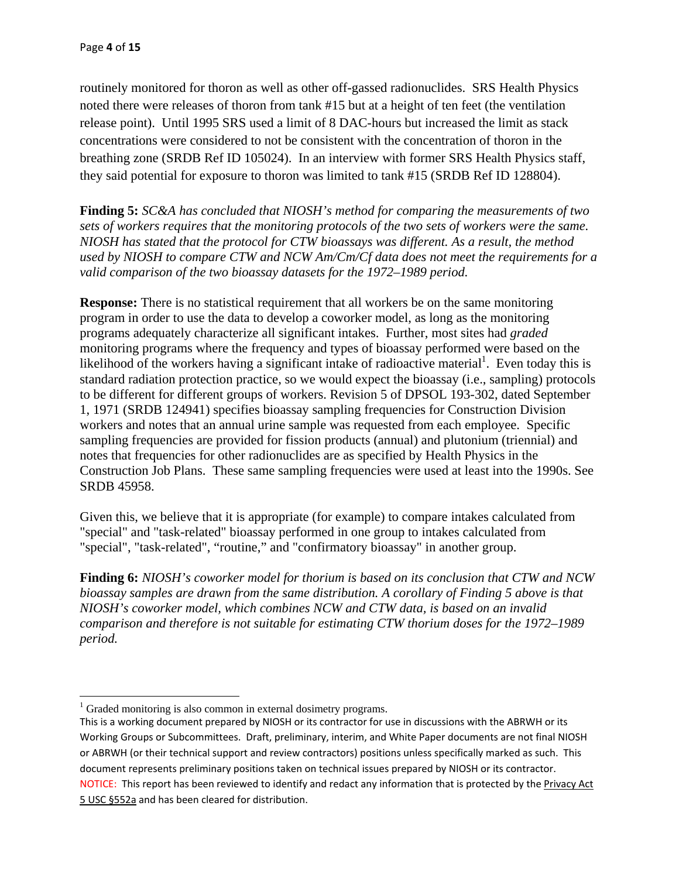routinely monitored for thoron as well as other off-gassed radionuclides. SRS Health Physics noted there were releases of thoron from tank #15 but at a height of ten feet (the ventilation release point). Until 1995 SRS used a limit of 8 DAC-hours but increased the limit as stack concentrations were considered to not be consistent with the concentration of thoron in the breathing zone (SRDB Ref ID 105024). In an interview with former SRS Health Physics staff, they said potential for exposure to thoron was limited to tank #15 (SRDB Ref ID 128804).

**Finding 5:** *SC&A has concluded that NIOSH's method for comparing the measurements of two sets of workers requires that the monitoring protocols of the two sets of workers were the same. NIOSH has stated that the protocol for CTW bioassays was different. As a result, the method used by NIOSH to compare CTW and NCW Am/Cm/Cf data does not meet the requirements for a valid comparison of the two bioassay datasets for the 1972–1989 period.*

**Response:** There is no statistical requirement that all workers be on the same monitoring program in order to use the data to develop a coworker model, as long as the monitoring programs adequately characterize all significant intakes. Further, most sites had *graded* monitoring programs where the frequency and types of bioassay performed were based on the likelihood of the workers having a significant intake of radioactive material[1]. Even today this is standard radiation protection practice, so we would expect the bioassay (i.e., sampling) protocols to be different for different groups of workers. Revision 5 of DPSOL 193-302, dated September 1, 1971 (SRDB 124941) specifies bioassay sampling frequencies for Construction Division workers and notes that an annual urine sample was requested from each employee. Specific sampling frequencies are provided for fission products (annual) and plutonium (triennial) and notes that frequencies for other radionuclides are as specified by Health Physics in the Construction Job Plans. These same sampling frequencies were used at least into the 1990s. See SRDB 45958.

Given this, we believe that it is appropriate (for example) to compare intakes calculated from "special" and "task-related" bioassay performed in one group to intakes calculated from "special", "task-related", "routine," and "confirmatory bioassay" in another group.

**Finding 6:** *NIOSH's coworker model for thorium is based on its conclusion that CTW and NCW bioassay samples are drawn from the same distribution. A corollary of Finding 5 above is that NIOSH's coworker model, which combines NCW and CTW data, is based on an invalid comparison and therefore is not suitable for estimating CTW thorium doses for the 1972–1989 period.*

[1] Graded monitoring is also common in external dosimetry programs.

This is a working document prepared by NIOSH or its contractor for use in discussions with the ABRWH or its Working Groups or Subcommittees. Draft, preliminary, interim, and White Paper documents are not final NIOSH or ABRWH (or their technical support and review contractors) positions unless specifically marked as such. This document represents preliminary positions taken on technical issues prepared by NIOSH or its contractor.

NOTICE: This report has been reviewed to identify and redact any information that is protected by the Privacy Act 5 USC §552a and has been cleared for distribution.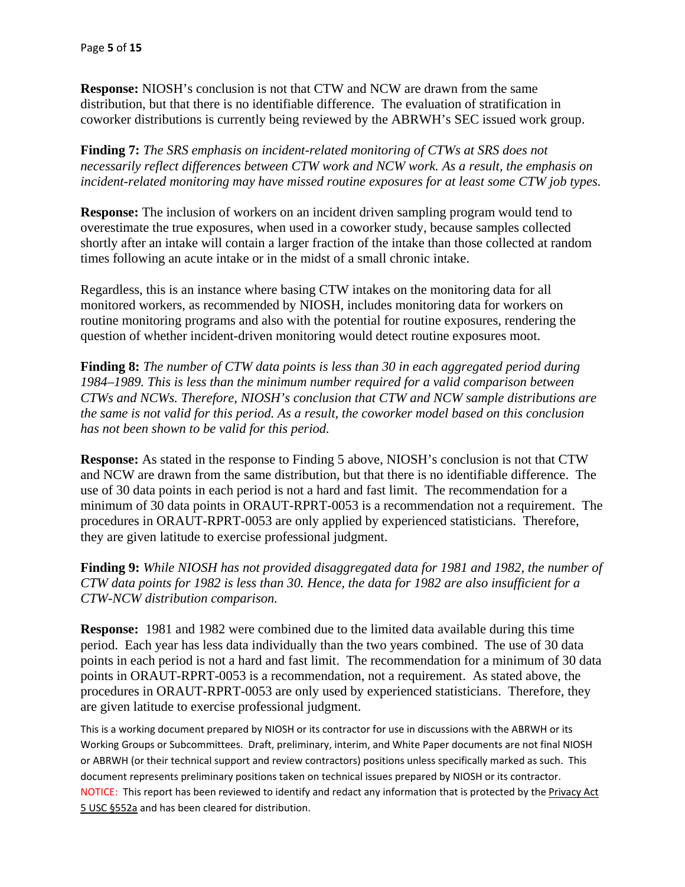**Response:** NIOSH's conclusion is not that CTW and NCW are drawn from the same distribution, but that there is no identifiable difference. The evaluation of stratification in coworker distributions is currently being reviewed by the ABRWH's SEC issued work group.

**Finding 7:** *The SRS emphasis on incident-related monitoring of CTWs at SRS does not necessarily reflect differences between CTW work and NCW work. As a result, the emphasis on incident-related monitoring may have missed routine exposures for at least some CTW job types.*

**Response:** The inclusion of workers on an incident driven sampling program would tend to overestimate the true exposures, when used in a coworker study, because samples collected shortly after an intake will contain a larger fraction of the intake than those collected at random times following an acute intake or in the midst of a small chronic intake.

Regardless, this is an instance where basing CTW intakes on the monitoring data for all monitored workers, as recommended by NIOSH, includes monitoring data for workers on routine monitoring programs and also with the potential for routine exposures, rendering the question of whether incident-driven monitoring would detect routine exposures moot.

**Finding 8:** *The number of CTW data points is less than 30 in each aggregated period during 1984–1989. This is less than the minimum number required for a valid comparison between CTWs and NCWs. Therefore, NIOSH's conclusion that CTW and NCW sample distributions are the same is not valid for this period. As a result, the coworker model based on this conclusion has not been shown to be valid for this period.*

**Response:** As stated in the response to Finding 5 above, NIOSH's conclusion is not that CTW and NCW are drawn from the same distribution, but that there is no identifiable difference. The use of 30 data points in each period is not a hard and fast limit. The recommendation for a minimum of 30 data points in ORAUT-RPRT-0053 is a recommendation not a requirement. The procedures in ORAUT-RPRT-0053 are only applied by experienced statisticians. Therefore, they are given latitude to exercise professional judgment.

**Finding 9:** *While NIOSH has not provided disaggregated data for 1981 and 1982, the number of CTW data points for 1982 is less than 30. Hence, the data for 1982 are also insufficient for a CTW-NCW distribution comparison.*

**Response:** 1981 and 1982 were combined due to the limited data available during this time period. Each year has less data individually than the two years combined. The use of 30 data points in each period is not a hard and fast limit. The recommendation for a minimum of 30 data points in ORAUT-RPRT-0053 is a recommendation, not a requirement. As stated above, the procedures in ORAUT-RPRT-0053 are only used by experienced statisticians. Therefore, they are given latitude to exercise professional judgment.

This is a working document prepared by NIOSH or its contractor for use in discussions with the ABRWH or its Working Groups or Subcommittees. Draft, preliminary, interim, and White Paper documents are not final NIOSH or ABRWH (or their technical support and review contractors) positions unless specifically marked as such. This document represents preliminary positions taken on technical issues prepared by NIOSH or its contractor.
NOTICE: This report has been reviewed to identify and redact any information that is protected by the Privacy Act 5 USC §552a and has been cleared for distribution.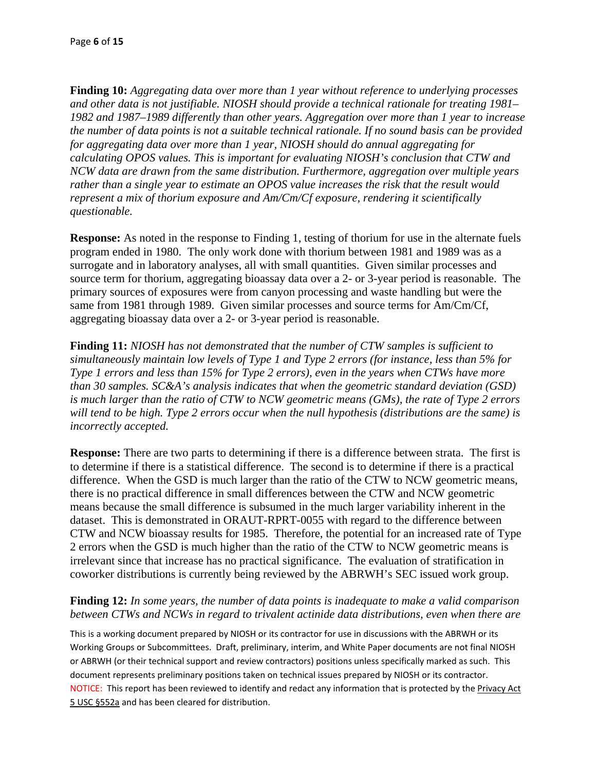**Finding 10:** *Aggregating data over more than 1 year without reference to underlying processes and other data is not justifiable. NIOSH should provide a technical rationale for treating 1981–1982 and 1987–1989 differently than other years. Aggregation over more than 1 year to increase the number of data points is not a suitable technical rationale. If no sound basis can be provided for aggregating data over more than 1 year, NIOSH should do annual aggregating for calculating OPOS values. This is important for evaluating NIOSH's conclusion that CTW and NCW data are drawn from the same distribution. Furthermore, aggregation over multiple years rather than a single year to estimate an OPOS value increases the risk that the result would represent a mix of thorium exposure and Am/Cm/Cf exposure, rendering it scientifically questionable.*

**Response:** As noted in the response to Finding 1, testing of thorium for use in the alternate fuels program ended in 1980. The only work done with thorium between 1981 and 1989 was as a surrogate and in laboratory analyses, all with small quantities. Given similar processes and source term for thorium, aggregating bioassay data over a 2- or 3-year period is reasonable. The primary sources of exposures were from canyon processing and waste handling but were the same from 1981 through 1989. Given similar processes and source terms for Am/Cm/Cf, aggregating bioassay data over a 2- or 3-year period is reasonable.

**Finding 11:** *NIOSH has not demonstrated that the number of CTW samples is sufficient to simultaneously maintain low levels of Type 1 and Type 2 errors (for instance, less than 5% for Type 1 errors and less than 15% for Type 2 errors), even in the years when CTWs have more than 30 samples. SC&A's analysis indicates that when the geometric standard deviation (GSD) is much larger than the ratio of CTW to NCW geometric means (GMs), the rate of Type 2 errors will tend to be high. Type 2 errors occur when the null hypothesis (distributions are the same) is incorrectly accepted.*

**Response:** There are two parts to determining if there is a difference between strata. The first is to determine if there is a statistical difference. The second is to determine if there is a practical difference. When the GSD is much larger than the ratio of the CTW to NCW geometric means, there is no practical difference in small differences between the CTW and NCW geometric means because the small difference is subsumed in the much larger variability inherent in the dataset. This is demonstrated in ORAUT-RPRT-0055 with regard to the difference between CTW and NCW bioassay results for 1985. Therefore, the potential for an increased rate of Type 2 errors when the GSD is much higher than the ratio of the CTW to NCW geometric means is irrelevant since that increase has no practical significance. The evaluation of stratification in coworker distributions is currently being reviewed by the ABRWH's SEC issued work group.

**Finding 12:** *In some years, the number of data points is inadequate to make a valid comparison between CTWs and NCWs in regard to trivalent actinide data distributions, even when there are*

This is a working document prepared by NIOSH or its contractor for use in discussions with the ABRWH or its Working Groups or Subcommittees. Draft, preliminary, interim, and White Paper documents are not final NIOSH or ABRWH (or their technical support and review contractors) positions unless specifically marked as such. This document represents preliminary positions taken on technical issues prepared by NIOSH or its contractor.
NOTICE: This report has been reviewed to identify and redact any information that is protected by the Privacy Act 5 USC §552a and has been cleared for distribution.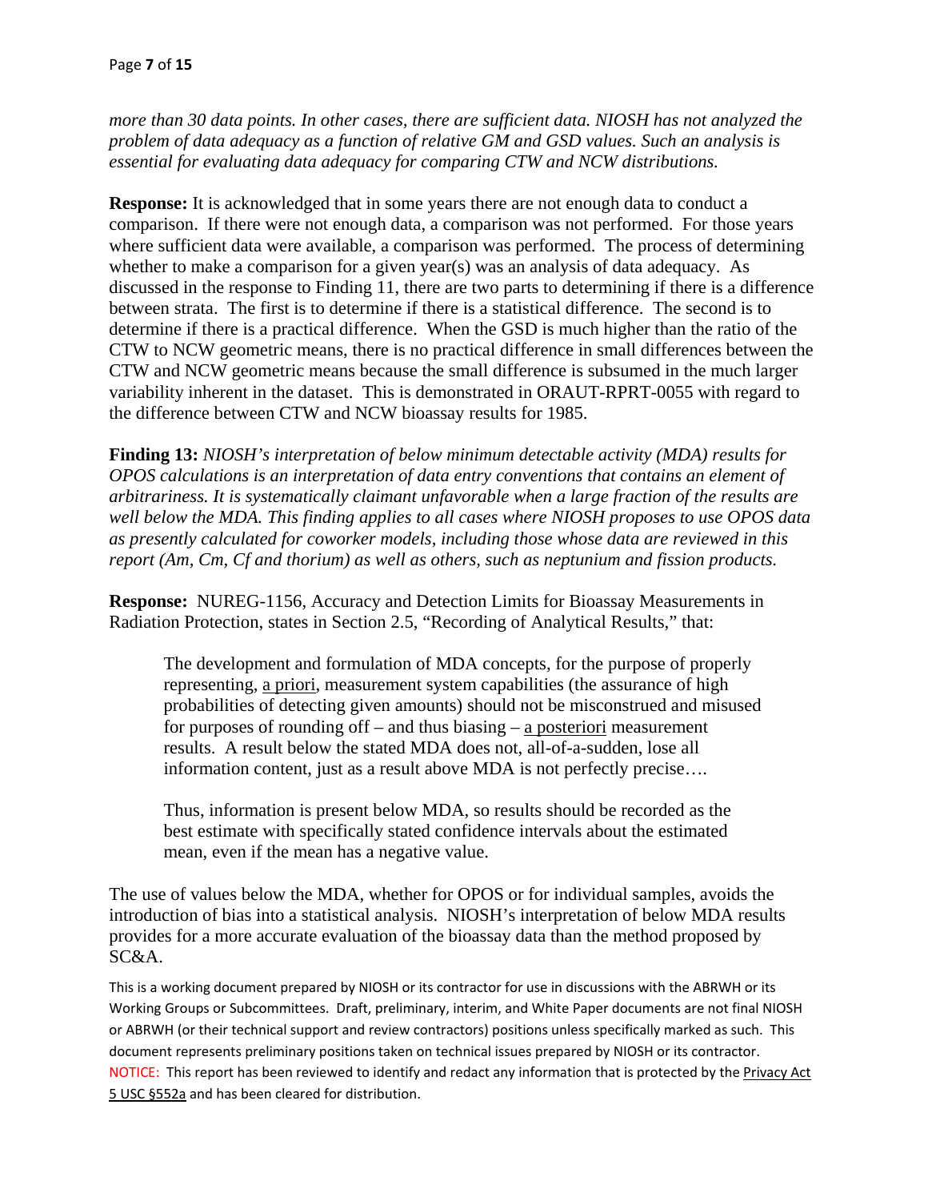*more than 30 data points. In other cases, there are sufficient data. NIOSH has not analyzed the problem of data adequacy as a function of relative GM and GSD values. Such an analysis is essential for evaluating data adequacy for comparing CTW and NCW distributions.*

**Response:** It is acknowledged that in some years there are not enough data to conduct a comparison. If there were not enough data, a comparison was not performed. For those years where sufficient data were available, a comparison was performed. The process of determining whether to make a comparison for a given year(s) was an analysis of data adequacy. As discussed in the response to Finding 11, there are two parts to determining if there is a difference between strata. The first is to determine if there is a statistical difference. The second is to determine if there is a practical difference. When the GSD is much higher than the ratio of the CTW to NCW geometric means, there is no practical difference in small differences between the CTW and NCW geometric means because the small difference is subsumed in the much larger variability inherent in the dataset. This is demonstrated in ORAUT-RPRT-0055 with regard to the difference between CTW and NCW bioassay results for 1985.

**Finding 13:** *NIOSH's interpretation of below minimum detectable activity (MDA) results for OPOS calculations is an interpretation of data entry conventions that contains an element of arbitrariness. It is systematically claimant unfavorable when a large fraction of the results are well below the MDA. This finding applies to all cases where NIOSH proposes to use OPOS data as presently calculated for coworker models, including those whose data are reviewed in this report (Am, Cm, Cf and thorium) as well as others, such as neptunium and fission products.*

**Response:** NUREG-1156, Accuracy and Detection Limits for Bioassay Measurements in Radiation Protection, states in Section 2.5, "Recording of Analytical Results," that:

> The development and formulation of MDA concepts, for the purpose of properly representing, a priori, measurement system capabilities (the assurance of high probabilities of detecting given amounts) should not be misconstrued and misused for purposes of rounding off – and thus biasing – a posteriori measurement results. A result below the stated MDA does not, all-of-a-sudden, lose all information content, just as a result above MDA is not perfectly precise….
>
> Thus, information is present below MDA, so results should be recorded as the best estimate with specifically stated confidence intervals about the estimated mean, even if the mean has a negative value.

The use of values below the MDA, whether for OPOS or for individual samples, avoids the introduction of bias into a statistical analysis. NIOSH's interpretation of below MDA results provides for a more accurate evaluation of the bioassay data than the method proposed by SC&A.

This is a working document prepared by NIOSH or its contractor for use in discussions with the ABRWH or its Working Groups or Subcommittees. Draft, preliminary, interim, and White Paper documents are not final NIOSH or ABRWH (or their technical support and review contractors) positions unless specifically marked as such. This document represents preliminary positions taken on technical issues prepared by NIOSH or its contractor.
NOTICE: This report has been reviewed to identify and redact any information that is protected by the Privacy Act 5 USC §552a and has been cleared for distribution.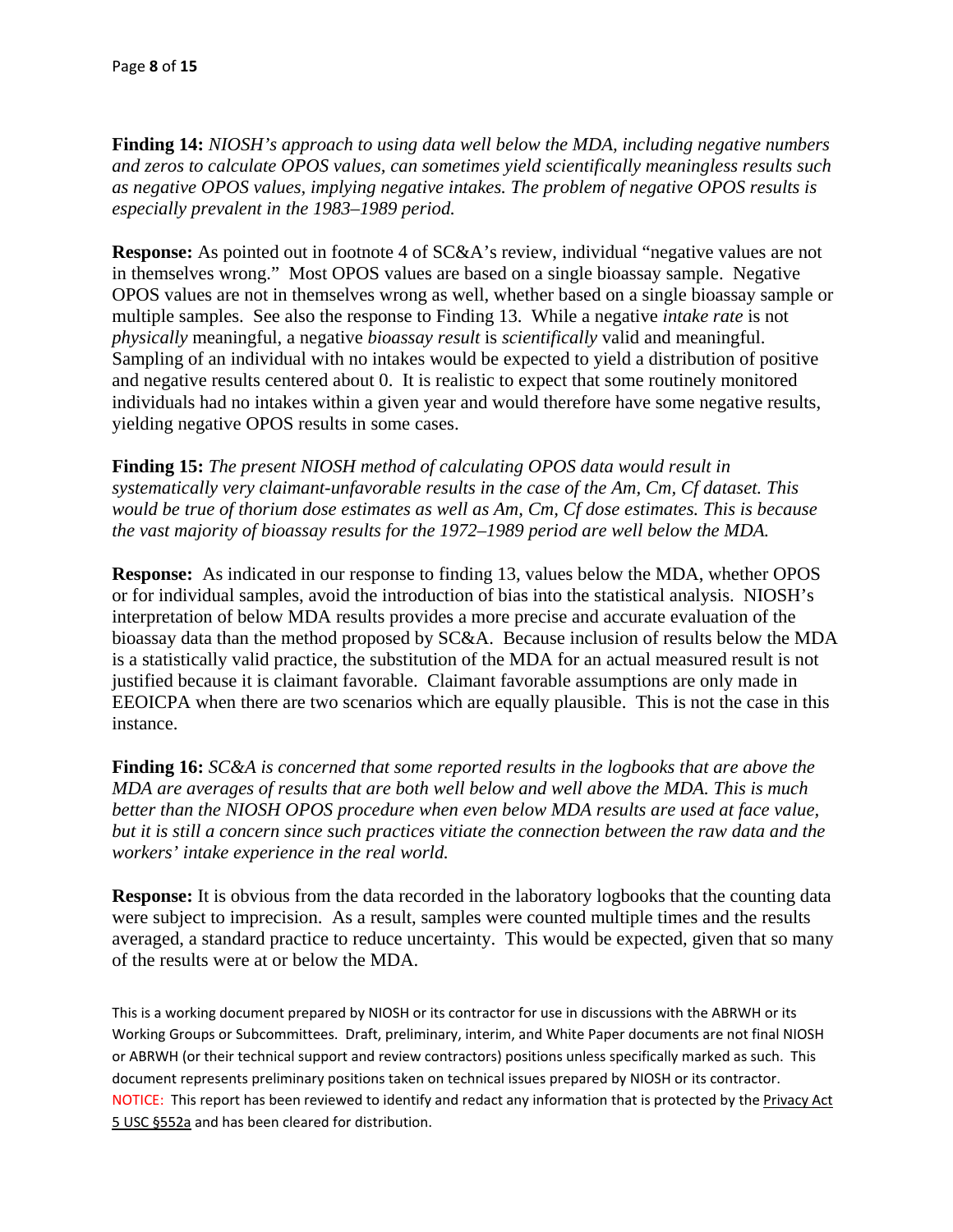**Finding 14:** *NIOSH's approach to using data well below the MDA, including negative numbers and zeros to calculate OPOS values, can sometimes yield scientifically meaningless results such as negative OPOS values, implying negative intakes. The problem of negative OPOS results is especially prevalent in the 1983–1989 period.*

**Response:** As pointed out in footnote 4 of SC&A's review, individual "negative values are not in themselves wrong." Most OPOS values are based on a single bioassay sample. Negative OPOS values are not in themselves wrong as well, whether based on a single bioassay sample or multiple samples. See also the response to Finding 13. While a negative *intake rate* is not *physically* meaningful, a negative *bioassay result* is *scientifically* valid and meaningful. Sampling of an individual with no intakes would be expected to yield a distribution of positive and negative results centered about 0. It is realistic to expect that some routinely monitored individuals had no intakes within a given year and would therefore have some negative results, yielding negative OPOS results in some cases.

**Finding 15:** *The present NIOSH method of calculating OPOS data would result in systematically very claimant-unfavorable results in the case of the Am, Cm, Cf dataset. This would be true of thorium dose estimates as well as Am, Cm, Cf dose estimates. This is because the vast majority of bioassay results for the 1972–1989 period are well below the MDA.*

**Response:** As indicated in our response to finding 13, values below the MDA, whether OPOS or for individual samples, avoid the introduction of bias into the statistical analysis. NIOSH's interpretation of below MDA results provides a more precise and accurate evaluation of the bioassay data than the method proposed by SC&A. Because inclusion of results below the MDA is a statistically valid practice, the substitution of the MDA for an actual measured result is not justified because it is claimant favorable. Claimant favorable assumptions are only made in EEOICPA when there are two scenarios which are equally plausible. This is not the case in this instance.

**Finding 16:** *SC&A is concerned that some reported results in the logbooks that are above the MDA are averages of results that are both well below and well above the MDA. This is much better than the NIOSH OPOS procedure when even below MDA results are used at face value, but it is still a concern since such practices vitiate the connection between the raw data and the workers' intake experience in the real world.*

**Response:** It is obvious from the data recorded in the laboratory logbooks that the counting data were subject to imprecision. As a result, samples were counted multiple times and the results averaged, a standard practice to reduce uncertainty. This would be expected, given that so many of the results were at or below the MDA.

This is a working document prepared by NIOSH or its contractor for use in discussions with the ABRWH or its Working Groups or Subcommittees. Draft, preliminary, interim, and White Paper documents are not final NIOSH or ABRWH (or their technical support and review contractors) positions unless specifically marked as such. This document represents preliminary positions taken on technical issues prepared by NIOSH or its contractor.
NOTICE: This report has been reviewed to identify and redact any information that is protected by the Privacy Act 5 USC §552a and has been cleared for distribution.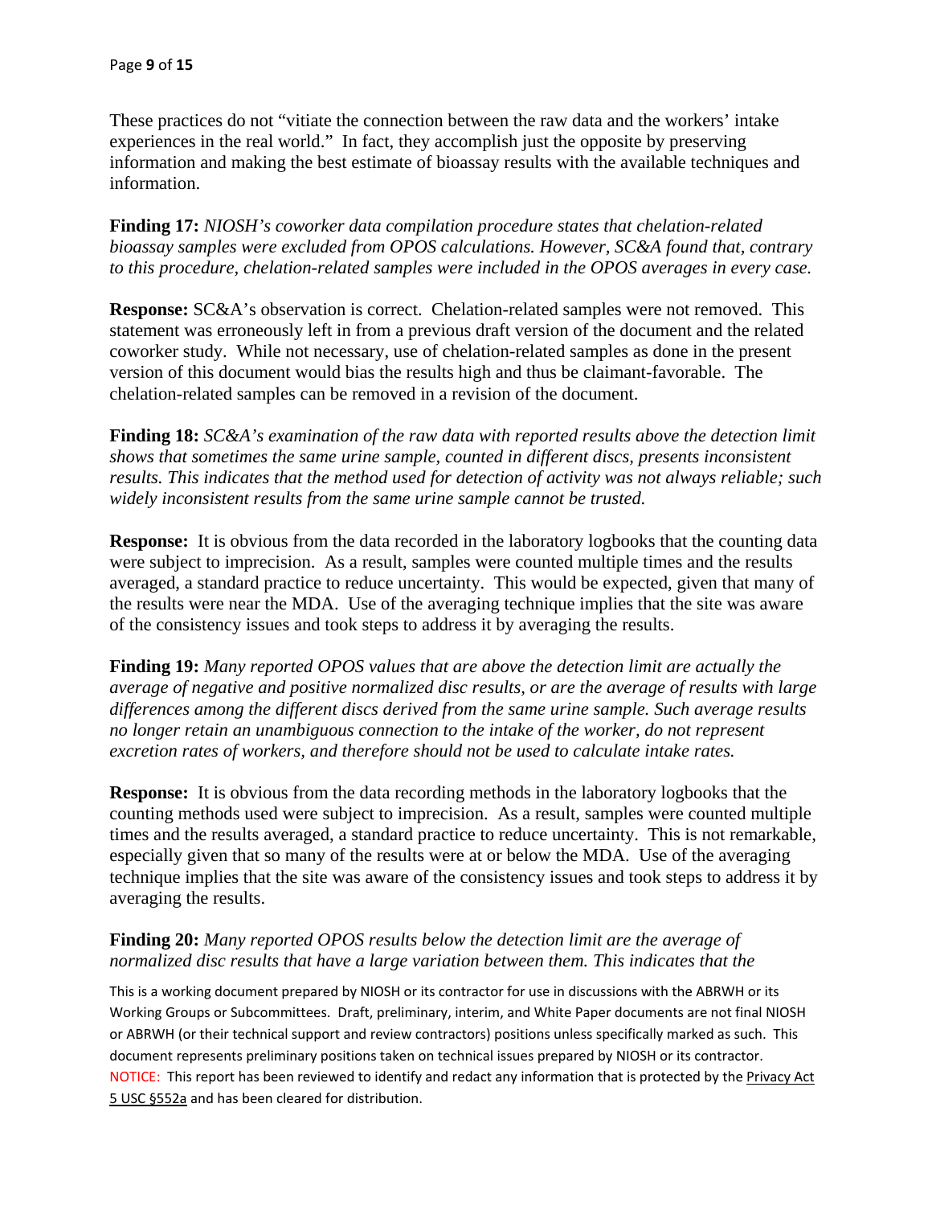These practices do not “vitiate the connection between the raw data and the workers’ intake experiences in the real world.” In fact, they accomplish just the opposite by preserving information and making the best estimate of bioassay results with the available techniques and information.

**Finding 17:** *NIOSH’s coworker data compilation procedure states that chelation-related bioassay samples were excluded from OPOS calculations. However, SC&A found that, contrary to this procedure, chelation-related samples were included in the OPOS averages in every case.*

**Response:** SC&A’s observation is correct. Chelation-related samples were not removed. This statement was erroneously left in from a previous draft version of the document and the related coworker study. While not necessary, use of chelation-related samples as done in the present version of this document would bias the results high and thus be claimant-favorable. The chelation-related samples can be removed in a revision of the document.

**Finding 18:** *SC&A’s examination of the raw data with reported results above the detection limit shows that sometimes the same urine sample, counted in different discs, presents inconsistent results. This indicates that the method used for detection of activity was not always reliable; such widely inconsistent results from the same urine sample cannot be trusted.*

**Response:** It is obvious from the data recorded in the laboratory logbooks that the counting data were subject to imprecision. As a result, samples were counted multiple times and the results averaged, a standard practice to reduce uncertainty. This would be expected, given that many of the results were near the MDA. Use of the averaging technique implies that the site was aware of the consistency issues and took steps to address it by averaging the results.

**Finding 19:** *Many reported OPOS values that are above the detection limit are actually the average of negative and positive normalized disc results, or are the average of results with large differences among the different discs derived from the same urine sample. Such average results no longer retain an unambiguous connection to the intake of the worker, do not represent excretion rates of workers, and therefore should not be used to calculate intake rates.*

**Response:** It is obvious from the data recording methods in the laboratory logbooks that the counting methods used were subject to imprecision. As a result, samples were counted multiple times and the results averaged, a standard practice to reduce uncertainty. This is not remarkable, especially given that so many of the results were at or below the MDA. Use of the averaging technique implies that the site was aware of the consistency issues and took steps to address it by averaging the results.

**Finding 20:** *Many reported OPOS results below the detection limit are the average of normalized disc results that have a large variation between them. This indicates that the*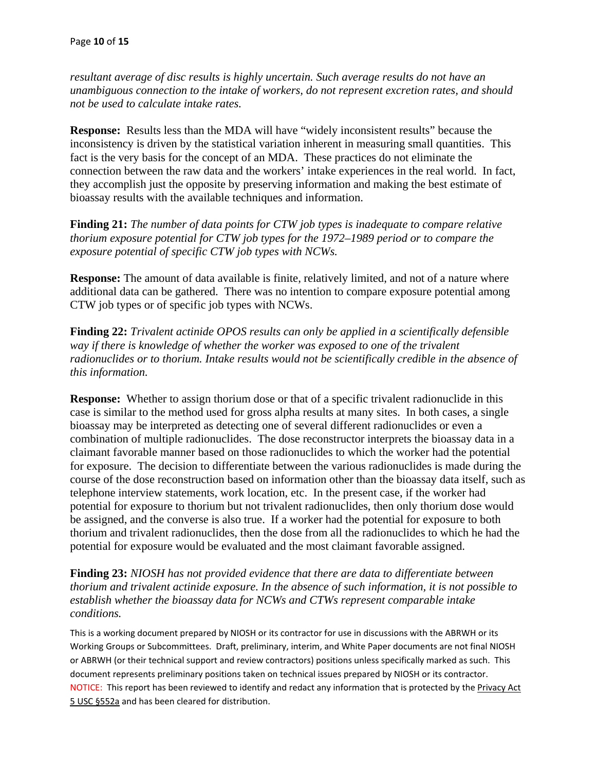*resultant average of disc results is highly uncertain. Such average results do not have an unambiguous connection to the intake of workers, do not represent excretion rates, and should not be used to calculate intake rates.*

**Response:** Results less than the MDA will have "widely inconsistent results" because the inconsistency is driven by the statistical variation inherent in measuring small quantities. This fact is the very basis for the concept of an MDA. These practices do not eliminate the connection between the raw data and the workers' intake experiences in the real world. In fact, they accomplish just the opposite by preserving information and making the best estimate of bioassay results with the available techniques and information.

**Finding 21:** *The number of data points for CTW job types is inadequate to compare relative thorium exposure potential for CTW job types for the 1972–1989 period or to compare the exposure potential of specific CTW job types with NCWs.*

**Response:** The amount of data available is finite, relatively limited, and not of a nature where additional data can be gathered. There was no intention to compare exposure potential among CTW job types or of specific job types with NCWs.

**Finding 22:** *Trivalent actinide OPOS results can only be applied in a scientifically defensible way if there is knowledge of whether the worker was exposed to one of the trivalent radionuclides or to thorium. Intake results would not be scientifically credible in the absence of this information.*

**Response:** Whether to assign thorium dose or that of a specific trivalent radionuclide in this case is similar to the method used for gross alpha results at many sites. In both cases, a single bioassay may be interpreted as detecting one of several different radionuclides or even a combination of multiple radionuclides. The dose reconstructor interprets the bioassay data in a claimant favorable manner based on those radionuclides to which the worker had the potential for exposure. The decision to differentiate between the various radionuclides is made during the course of the dose reconstruction based on information other than the bioassay data itself, such as telephone interview statements, work location, etc. In the present case, if the worker had potential for exposure to thorium but not trivalent radionuclides, then only thorium dose would be assigned, and the converse is also true. If a worker had the potential for exposure to both thorium and trivalent radionuclides, then the dose from all the radionuclides to which he had the potential for exposure would be evaluated and the most claimant favorable assigned.

**Finding 23:** *NIOSH has not provided evidence that there are data to differentiate between thorium and trivalent actinide exposure. In the absence of such information, it is not possible to establish whether the bioassay data for NCWs and CTWs represent comparable intake conditions.*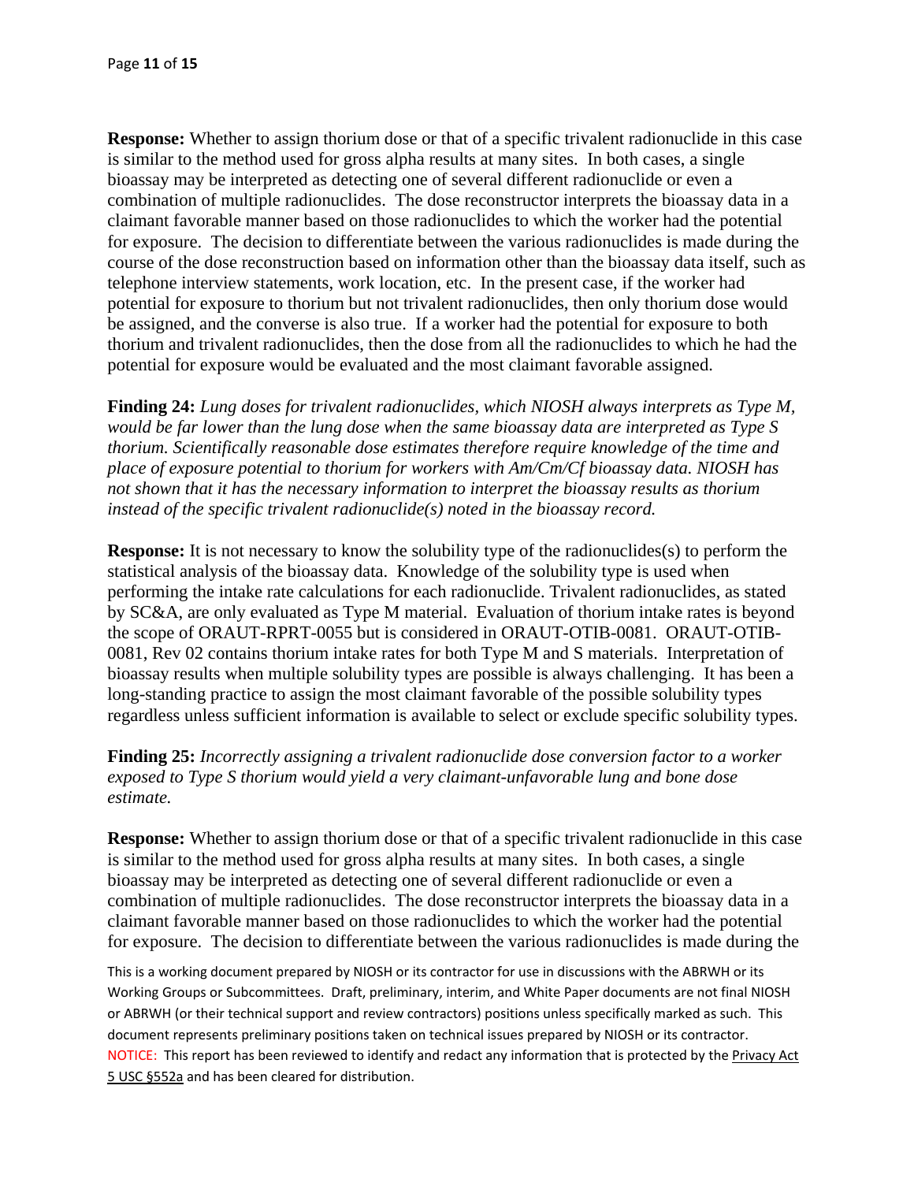**Response:** Whether to assign thorium dose or that of a specific trivalent radionuclide in this case is similar to the method used for gross alpha results at many sites. In both cases, a single bioassay may be interpreted as detecting one of several different radionuclide or even a combination of multiple radionuclides. The dose reconstructor interprets the bioassay data in a claimant favorable manner based on those radionuclides to which the worker had the potential for exposure. The decision to differentiate between the various radionuclides is made during the course of the dose reconstruction based on information other than the bioassay data itself, such as telephone interview statements, work location, etc. In the present case, if the worker had potential for exposure to thorium but not trivalent radionuclides, then only thorium dose would be assigned, and the converse is also true. If a worker had the potential for exposure to both thorium and trivalent radionuclides, then the dose from all the radionuclides to which he had the potential for exposure would be evaluated and the most claimant favorable assigned.

**Finding 24:** *Lung doses for trivalent radionuclides, which NIOSH always interprets as Type M, would be far lower than the lung dose when the same bioassay data are interpreted as Type S thorium. Scientifically reasonable dose estimates therefore require knowledge of the time and place of exposure potential to thorium for workers with Am/Cm/Cf bioassay data. NIOSH has not shown that it has the necessary information to interpret the bioassay results as thorium instead of the specific trivalent radionuclide(s) noted in the bioassay record.*

**Response:** It is not necessary to know the solubility type of the radionuclides(s) to perform the statistical analysis of the bioassay data. Knowledge of the solubility type is used when performing the intake rate calculations for each radionuclide. Trivalent radionuclides, as stated by SC&A, are only evaluated as Type M material. Evaluation of thorium intake rates is beyond the scope of ORAUT-RPRT-0055 but is considered in ORAUT-OTIB-0081. ORAUT-OTIB-0081, Rev 02 contains thorium intake rates for both Type M and S materials. Interpretation of bioassay results when multiple solubility types are possible is always challenging. It has been a long-standing practice to assign the most claimant favorable of the possible solubility types regardless unless sufficient information is available to select or exclude specific solubility types.

**Finding 25:** *Incorrectly assigning a trivalent radionuclide dose conversion factor to a worker exposed to Type S thorium would yield a very claimant-unfavorable lung and bone dose estimate.*

**Response:** Whether to assign thorium dose or that of a specific trivalent radionuclide in this case is similar to the method used for gross alpha results at many sites. In both cases, a single bioassay may be interpreted as detecting one of several different radionuclide or even a combination of multiple radionuclides. The dose reconstructor interprets the bioassay data in a claimant favorable manner based on those radionuclides to which the worker had the potential for exposure. The decision to differentiate between the various radionuclides is made during the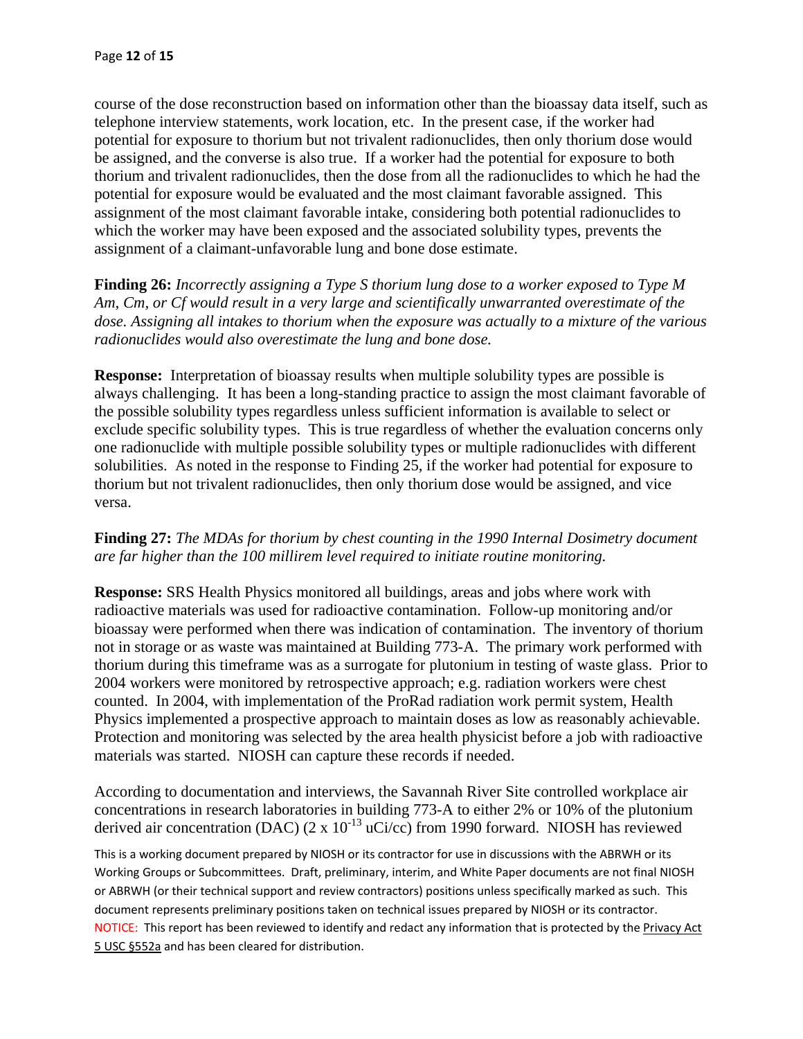course of the dose reconstruction based on information other than the bioassay data itself, such as telephone interview statements, work location, etc. In the present case, if the worker had potential for exposure to thorium but not trivalent radionuclides, then only thorium dose would be assigned, and the converse is also true. If a worker had the potential for exposure to both thorium and trivalent radionuclides, then the dose from all the radionuclides to which he had the potential for exposure would be evaluated and the most claimant favorable assigned. This assignment of the most claimant favorable intake, considering both potential radionuclides to which the worker may have been exposed and the associated solubility types, prevents the assignment of a claimant-unfavorable lung and bone dose estimate.

**Finding 26:** *Incorrectly assigning a Type S thorium lung dose to a worker exposed to Type M Am, Cm, or Cf would result in a very large and scientifically unwarranted overestimate of the dose. Assigning all intakes to thorium when the exposure was actually to a mixture of the various radionuclides would also overestimate the lung and bone dose.*

**Response:** Interpretation of bioassay results when multiple solubility types are possible is always challenging. It has been a long-standing practice to assign the most claimant favorable of the possible solubility types regardless unless sufficient information is available to select or exclude specific solubility types. This is true regardless of whether the evaluation concerns only one radionuclide with multiple possible solubility types or multiple radionuclides with different solubilities. As noted in the response to Finding 25, if the worker had potential for exposure to thorium but not trivalent radionuclides, then only thorium dose would be assigned, and vice versa.

**Finding 27:** *The MDAs for thorium by chest counting in the 1990 Internal Dosimetry document are far higher than the 100 millirem level required to initiate routine monitoring.*

**Response:** SRS Health Physics monitored all buildings, areas and jobs where work with radioactive materials was used for radioactive contamination. Follow-up monitoring and/or bioassay were performed when there was indication of contamination. The inventory of thorium not in storage or as waste was maintained at Building 773-A. The primary work performed with thorium during this timeframe was as a surrogate for plutonium in testing of waste glass. Prior to 2004 workers were monitored by retrospective approach; e.g. radiation workers were chest counted. In 2004, with implementation of the ProRad radiation work permit system, Health Physics implemented a prospective approach to maintain doses as low as reasonably achievable. Protection and monitoring was selected by the area health physicist before a job with radioactive materials was started. NIOSH can capture these records if needed.

According to documentation and interviews, the Savannah River Site controlled workplace air concentrations in research laboratories in building 773-A to either 2% or 10% of the plutonium derived air concentration (DAC) ($2 \times 10^{-13}$ uCi/cc) from 1990 forward. NIOSH has reviewed

This is a working document prepared by NIOSH or its contractor for use in discussions with the ABRWH or its Working Groups or Subcommittees. Draft, preliminary, interim, and White Paper documents are not final NIOSH or ABRWH (or their technical support and review contractors) positions unless specifically marked as such. This document represents preliminary positions taken on technical issues prepared by NIOSH or its contractor.
NOTICE: This report has been reviewed to identify and redact any information that is protected by the Privacy Act 5 USC §552a and has been cleared for distribution.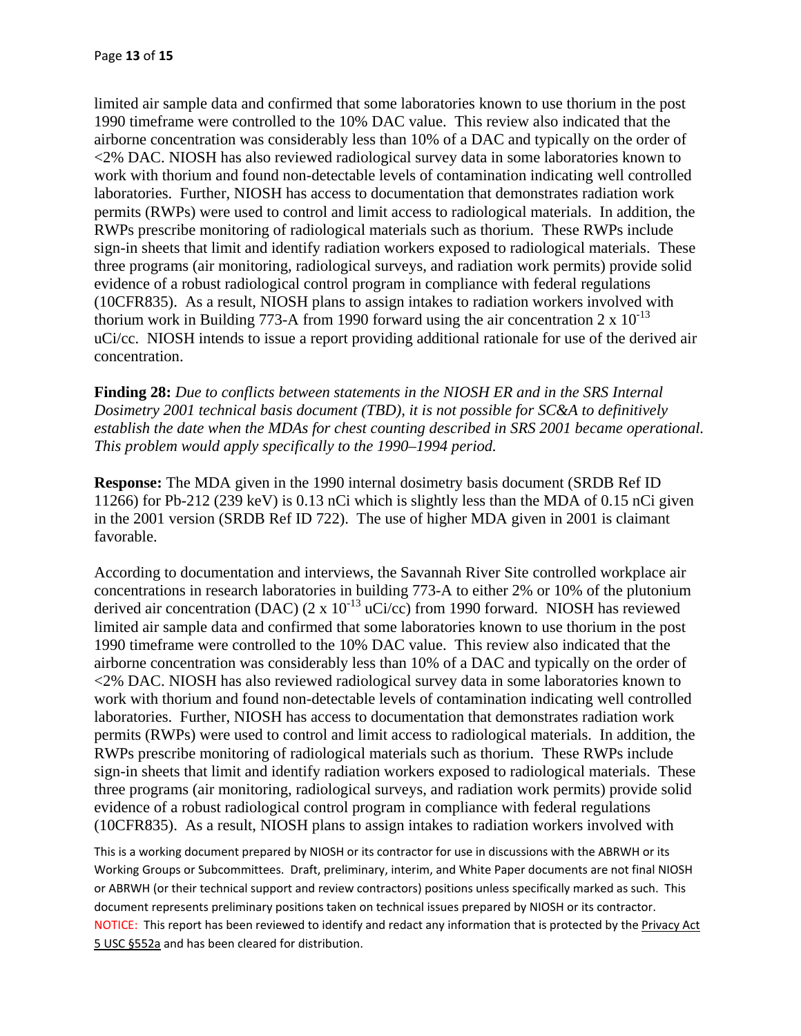limited air sample data and confirmed that some laboratories known to use thorium in the post 1990 timeframe were controlled to the 10% DAC value. This review also indicated that the airborne concentration was considerably less than 10% of a DAC and typically on the order of <2% DAC. NIOSH has also reviewed radiological survey data in some laboratories known to work with thorium and found non-detectable levels of contamination indicating well controlled laboratories. Further, NIOSH has access to documentation that demonstrates radiation work permits (RWPs) were used to control and limit access to radiological materials. In addition, the RWPs prescribe monitoring of radiological materials such as thorium. These RWPs include sign-in sheets that limit and identify radiation workers exposed to radiological materials. These three programs (air monitoring, radiological surveys, and radiation work permits) provide solid evidence of a robust radiological control program in compliance with federal regulations (10CFR835). As a result, NIOSH plans to assign intakes to radiation workers involved with thorium work in Building 773-A from 1990 forward using the air concentration $2 \times 10^{-13}$ uCi/cc. NIOSH intends to issue a report providing additional rationale for use of the derived air concentration.

**Finding 28:** *Due to conflicts between statements in the NIOSH ER and in the SRS Internal Dosimetry 2001 technical basis document (TBD), it is not possible for SC&A to definitively establish the date when the MDAs for chest counting described in SRS 2001 became operational. This problem would apply specifically to the 1990–1994 period.*

**Response:** The MDA given in the 1990 internal dosimetry basis document (SRDB Ref ID 11266) for Pb-212 (239 keV) is 0.13 nCi which is slightly less than the MDA of 0.15 nCi given in the 2001 version (SRDB Ref ID 722). The use of higher MDA given in 2001 is claimant favorable.

According to documentation and interviews, the Savannah River Site controlled workplace air concentrations in research laboratories in building 773-A to either 2% or 10% of the plutonium derived air concentration (DAC) ($2 \times 10^{-13}$ uCi/cc) from 1990 forward. NIOSH has reviewed limited air sample data and confirmed that some laboratories known to use thorium in the post 1990 timeframe were controlled to the 10% DAC value. This review also indicated that the airborne concentration was considerably less than 10% of a DAC and typically on the order of <2% DAC. NIOSH has also reviewed radiological survey data in some laboratories known to work with thorium and found non-detectable levels of contamination indicating well controlled laboratories. Further, NIOSH has access to documentation that demonstrates radiation work permits (RWPs) were used to control and limit access to radiological materials. In addition, the RWPs prescribe monitoring of radiological materials such as thorium. These RWPs include sign-in sheets that limit and identify radiation workers exposed to radiological materials. These three programs (air monitoring, radiological surveys, and radiation work permits) provide solid evidence of a robust radiological control program in compliance with federal regulations (10CFR835). As a result, NIOSH plans to assign intakes to radiation workers involved with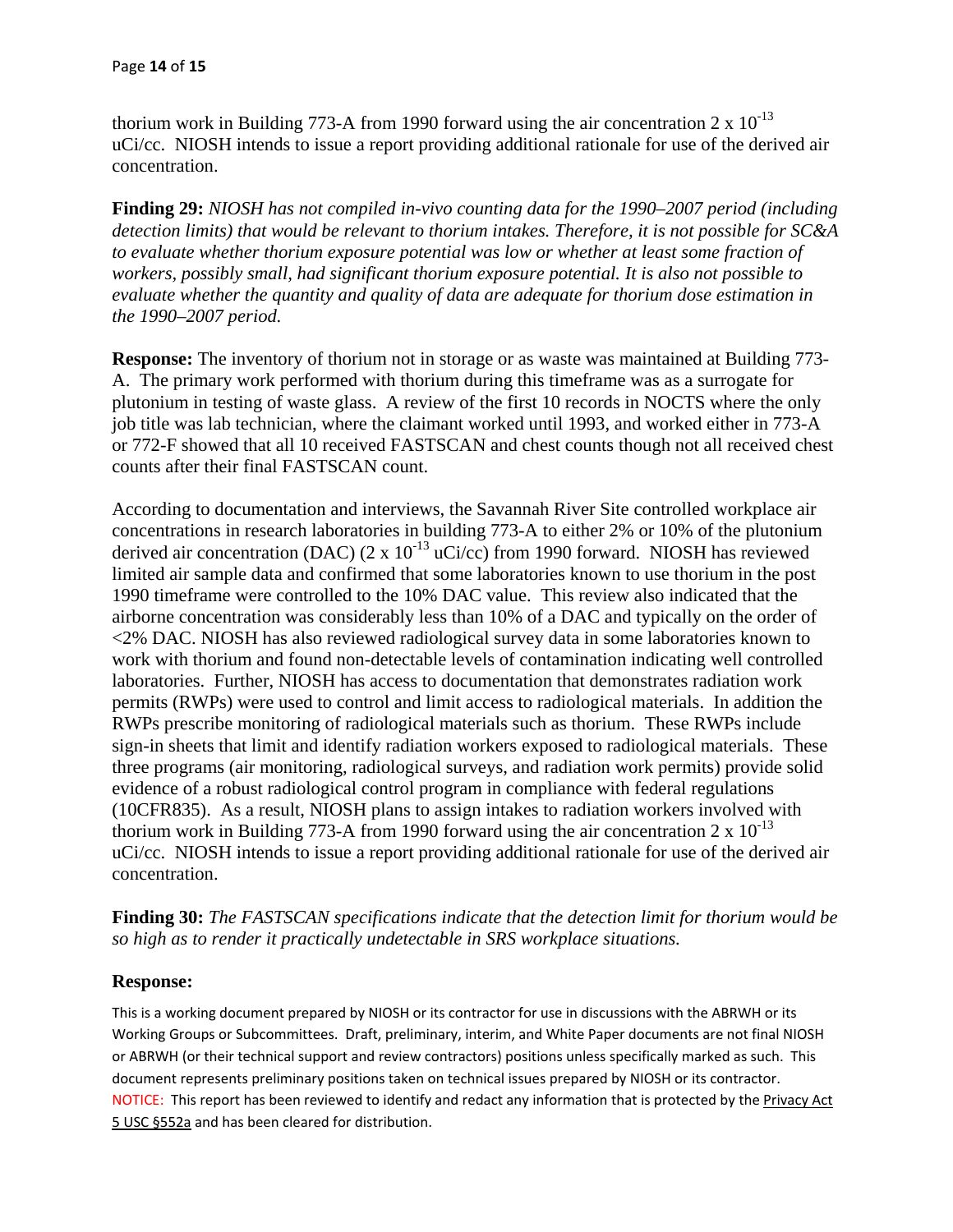thorium work in Building 773-A from 1990 forward using the air concentration 2 x $10^{-13}$ uCi/cc. NIOSH intends to issue a report providing additional rationale for use of the derived air concentration.

**Finding 29:** *NIOSH has not compiled in-vivo counting data for the 1990–2007 period (including detection limits) that would be relevant to thorium intakes. Therefore, it is not possible for SC&A to evaluate whether thorium exposure potential was low or whether at least some fraction of workers, possibly small, had significant thorium exposure potential. It is also not possible to evaluate whether the quantity and quality of data are adequate for thorium dose estimation in the 1990–2007 period.*

**Response:** The inventory of thorium not in storage or as waste was maintained at Building 773-A. The primary work performed with thorium during this timeframe was as a surrogate for plutonium in testing of waste glass. A review of the first 10 records in NOCTS where the only job title was lab technician, where the claimant worked until 1993, and worked either in 773-A or 772-F showed that all 10 received FASTSCAN and chest counts though not all received chest counts after their final FASTSCAN count.

According to documentation and interviews, the Savannah River Site controlled workplace air concentrations in research laboratories in building 773-A to either 2% or 10% of the plutonium derived air concentration (DAC) (2 x $10^{-13}$ uCi/cc) from 1990 forward. NIOSH has reviewed limited air sample data and confirmed that some laboratories known to use thorium in the post 1990 timeframe were controlled to the 10% DAC value. This review also indicated that the airborne concentration was considerably less than 10% of a DAC and typically on the order of <2% DAC. NIOSH has also reviewed radiological survey data in some laboratories known to work with thorium and found non-detectable levels of contamination indicating well controlled laboratories. Further, NIOSH has access to documentation that demonstrates radiation work permits (RWPs) were used to control and limit access to radiological materials. In addition the RWPs prescribe monitoring of radiological materials such as thorium. These RWPs include sign-in sheets that limit and identify radiation workers exposed to radiological materials. These three programs (air monitoring, radiological surveys, and radiation work permits) provide solid evidence of a robust radiological control program in compliance with federal regulations (10CFR835). As a result, NIOSH plans to assign intakes to radiation workers involved with thorium work in Building 773-A from 1990 forward using the air concentration 2 x $10^{-13}$ uCi/cc. NIOSH intends to issue a report providing additional rationale for use of the derived air concentration.

**Finding 30:** *The FASTSCAN specifications indicate that the detection limit for thorium would be so high as to render it practically undetectable in SRS workplace situations.*

**Response:**

This is a working document prepared by NIOSH or its contractor for use in discussions with the ABRWH or its Working Groups or Subcommittees. Draft, preliminary, interim, and White Paper documents are not final NIOSH or ABRWH (or their technical support and review contractors) positions unless specifically marked as such. This document represents preliminary positions taken on technical issues prepared by NIOSH or its contractor.
NOTICE: This report has been reviewed to identify and redact any information that is protected by the Privacy Act 5 USC §552a and has been cleared for distribution.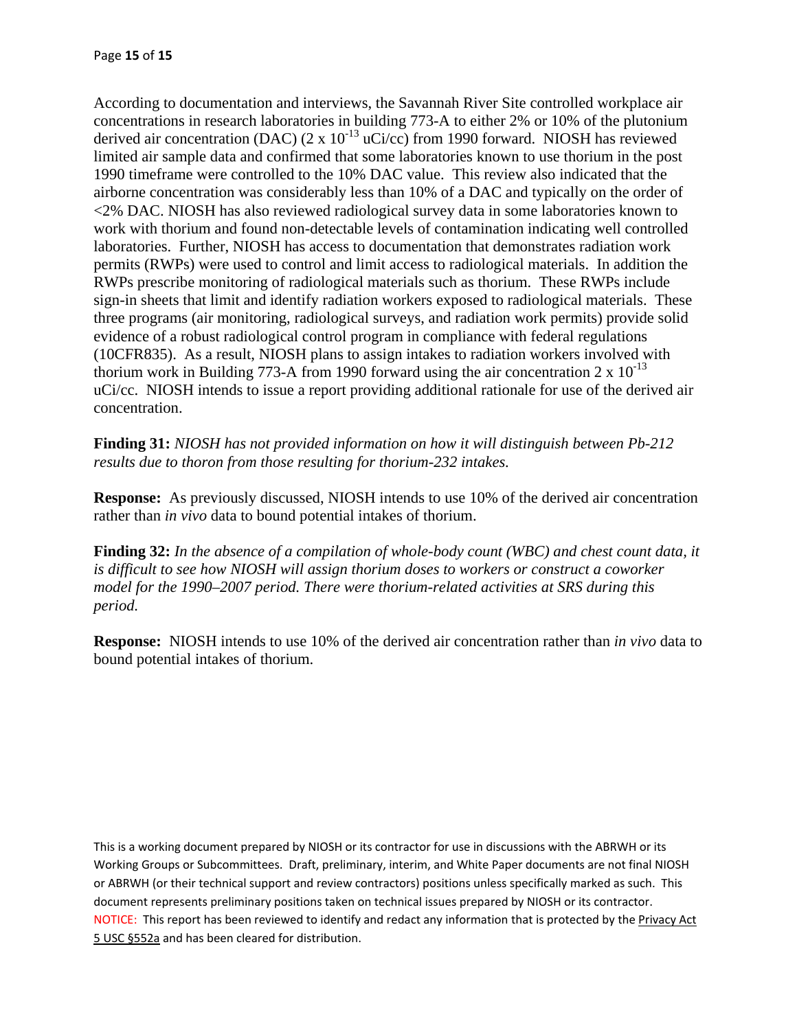According to documentation and interviews, the Savannah River Site controlled workplace air concentrations in research laboratories in building 773-A to either 2% or 10% of the plutonium derived air concentration (DAC) ($2 \times 10^{-13}$ uCi/cc) from 1990 forward. NIOSH has reviewed limited air sample data and confirmed that some laboratories known to use thorium in the post 1990 timeframe were controlled to the 10% DAC value. This review also indicated that the airborne concentration was considerably less than 10% of a DAC and typically on the order of <2% DAC. NIOSH has also reviewed radiological survey data in some laboratories known to work with thorium and found non-detectable levels of contamination indicating well controlled laboratories. Further, NIOSH has access to documentation that demonstrates radiation work permits (RWPs) were used to control and limit access to radiological materials. In addition the RWPs prescribe monitoring of radiological materials such as thorium. These RWPs include sign-in sheets that limit and identify radiation workers exposed to radiological materials. These three programs (air monitoring, radiological surveys, and radiation work permits) provide solid evidence of a robust radiological control program in compliance with federal regulations (10CFR835). As a result, NIOSH plans to assign intakes to radiation workers involved with thorium work in Building 773-A from 1990 forward using the air concentration $2 \times 10^{-13}$ uCi/cc. NIOSH intends to issue a report providing additional rationale for use of the derived air concentration.

**Finding 31:** *NIOSH has not provided information on how it will distinguish between Pb-212 results due to thoron from those resulting for thorium-232 intakes.*

**Response:** As previously discussed, NIOSH intends to use 10% of the derived air concentration rather than *in vivo* data to bound potential intakes of thorium.

**Finding 32:** *In the absence of a compilation of whole-body count (WBC) and chest count data, it is difficult to see how NIOSH will assign thorium doses to workers or construct a coworker model for the 1990–2007 period. There were thorium-related activities at SRS during this period.*

**Response:** NIOSH intends to use 10% of the derived air concentration rather than *in vivo* data to bound potential intakes of thorium.

This is a working document prepared by NIOSH or its contractor for use in discussions with the ABRWH or its Working Groups or Subcommittees. Draft, preliminary, interim, and White Paper documents are not final NIOSH or ABRWH (or their technical support and review contractors) positions unless specifically marked as such. This document represents preliminary positions taken on technical issues prepared by NIOSH or its contractor.
NOTICE: This report has been reviewed to identify and redact any information that is protected by the Privacy Act 5 USC §552a and has been cleared for distribution.